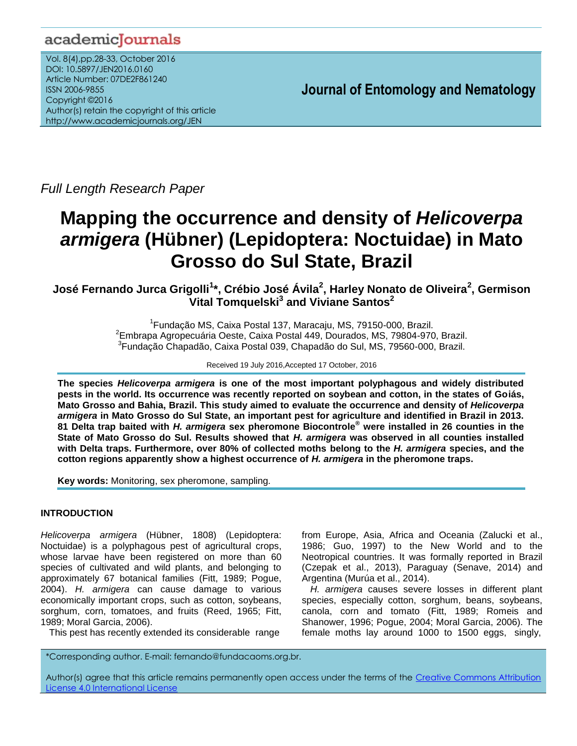Full Length Research Paper

# Mapping the occurrence and density of *Helicoverpa armigera* (Hübner) (Lepidoptera: Noctuidae) in Mato Grosso do Sul State, Brazil

**José Fernando Jurca Grigolli[1]*, Crébio José Ávila[2], Harley Nonato de Oliveira[2], Germison Vital Tomquelski[3] and Viviane Santos[2]**

[1]Fundação MS, Caixa Postal 137, Maracaju, MS, 79150-000, Brazil.
[2]Embrapa Agropecuária Oeste, Caixa Postal 449, Dourados, MS, 79804-970, Brazil.
[3]Fundação Chapadão, Caixa Postal 039, Chapadão do Sul, MS, 79560-000, Brazil.

Received 19 July 2016,Accepted 17 October, 2016

**The species *Helicoverpa armigera* is one of the most important polyphagous and widely distributed pests in the world. Its occurrence was recently reported on soybean and cotton, in the states of Goiás, Mato Grosso and Bahia, Brazil. This study aimed to evaluate the occurrence and density of *Helicoverpa armigera* in Mato Grosso do Sul State, an important pest for agriculture and identified in Brazil in 2013. 81 Delta trap baited with *H. armigera* sex pheromone Biocontrole® were installed in 26 counties in the State of Mato Grosso do Sul. Results showed that *H. armigera* was observed in all counties installed with Delta traps. Furthermore, over 80% of collected moths belong to the *H. armigera* species, and the cotton regions apparently show a highest occurrence of *H. armigera* in the pheromone traps.**

**Key words:** Monitoring, sex pheromone, sampling.

## INTRODUCTION

*Helicoverpa armigera* (Hübner, 1808) (Lepidoptera: Noctuidae) is a polyphagous pest of agricultural crops, whose larvae have been registered on more than 60 species of cultivated and wild plants, and belonging to approximately 67 botanical families (Fitt, 1989; Pogue, 2004). *H. armigera* can cause damage to various economically important crops, such as cotton, soybeans, sorghum, corn, tomatoes, and fruits (Reed, 1965; Fitt, 1989; Moral Garcia, 2006).

This pest has recently extended its considerable range from Europe, Asia, Africa and Oceania (Zalucki et al., 1986; Guo, 1997) to the New World and to the Neotropical countries. It was formally reported in Brazil (Czepak et al., 2013), Paraguay (Senave, 2014) and Argentina (Murúa et al., 2014).

*H. armigera* causes severe losses in different plant species, especially cotton, sorghum, beans, soybeans, canola, corn and tomato (Fitt, 1989; Romeis and Shanower, 1996; Pogue, 2004; Moral Garcia, 2006). The female moths lay around 1000 to 1500 eggs, singly,

*Corresponding author. E-mail: fernando@fundacaoms.org.br.

Author(s) agree that this article remains permanently open access under the terms of the Creative Commons Attribution License 4.0 International License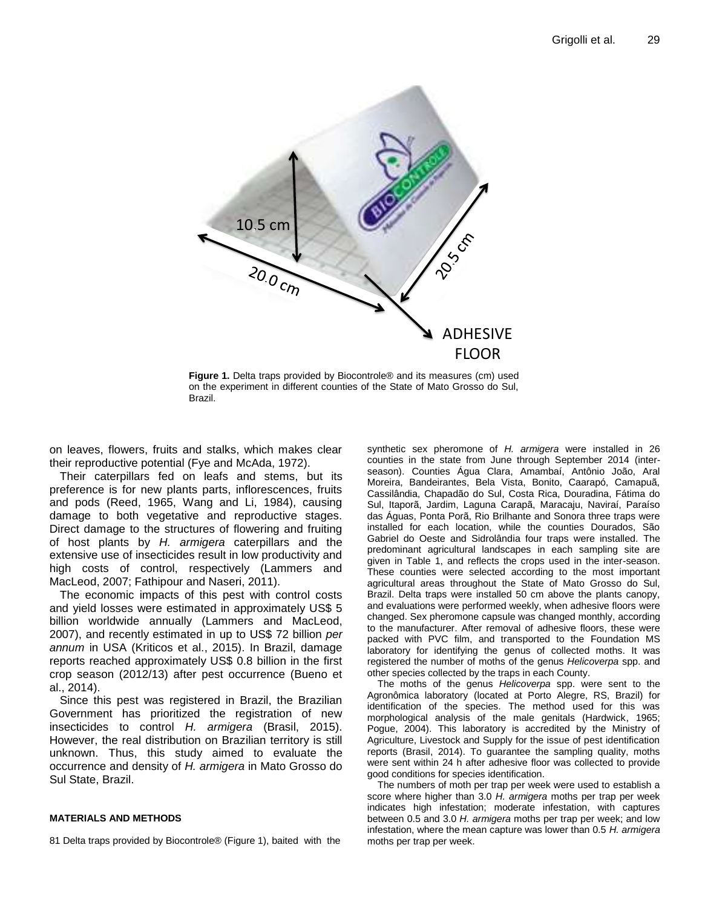Figure 1. Delta traps provided by Biocontrole® and its measures (cm) used on the experiment in different counties of the State of Mato Grosso do Sul, Brazil.

on leaves, flowers, fruits and stalks, which makes clear their reproductive potential (Fye and McAda, 1972).

Their caterpillars fed on leafs and stems, but its preference is for new plants parts, inflorescences, fruits and pods (Reed, 1965, Wang and Li, 1984), causing damage to both vegetative and reproductive stages. Direct damage to the structures of flowering and fruiting of host plants by *H. armigera* caterpillars and the extensive use of insecticides result in low productivity and high costs of control, respectively (Lammers and MacLeod, 2007; Fathipour and Naseri, 2011).

The economic impacts of this pest with control costs and yield losses were estimated in approximately US$ 5 billion worldwide annually (Lammers and MacLeod, 2007), and recently estimated in up to US$ 72 billion *per annum* in USA (Kriticos et al., 2015). In Brazil, damage reports reached approximately US$ 0.8 billion in the first crop season (2012/13) after pest occurrence (Bueno et al., 2014).

Since this pest was registered in Brazil, the Brazilian Government has prioritized the registration of new insecticides to control *H. armigera* (Brasil, 2015). However, the real distribution on Brazilian territory is still unknown. Thus, this study aimed to evaluate the occurrence and density of *H. armigera* in Mato Grosso do Sul State, Brazil.

## MATERIALS AND METHODS

81 Delta traps provided by Biocontrole® (Figure 1), baited with the synthetic sex pheromone of *H. armigera* were installed in 26 counties in the state from June through September 2014 (inter-season). Counties Água Clara, Amambaí, Antônio João, Aral Moreira, Bandeirantes, Bela Vista, Bonito, Caarapó, Camapuã, Cassilândia, Chapadão do Sul, Costa Rica, Douradina, Fátima do Sul, Itaporã, Jardim, Laguna Carapã, Maracaju, Naviraí, Paraíso das Águas, Ponta Porã, Rio Brilhante and Sonora three traps were installed for each location, while the counties Dourados, São Gabriel do Oeste and Sidrolândia four traps were installed. The predominant agricultural landscapes in each sampling site are given in Table 1, and reflects the crops used in the inter-season. These counties were selected according to the most important agricultural areas throughout the State of Mato Grosso do Sul, Brazil. Delta traps were installed 50 cm above the plants canopy, and evaluations were performed weekly, when adhesive floors were changed. Sex pheromone capsule was changed monthly, according to the manufacturer. After removal of adhesive floors, these were packed with PVC film, and transported to the Foundation MS laboratory for identifying the genus of collected moths. It was registered the number of moths of the genus *Helicoverpa* spp. and other species collected by the traps in each County.

The moths of the genus *Helicoverpa* spp. were sent to the Agronômica laboratory (located at Porto Alegre, RS, Brazil) for identification of the species. The method used for this was morphological analysis of the male genitals (Hardwick, 1965; Pogue, 2004). This laboratory is accredited by the Ministry of Agriculture, Livestock and Supply for the issue of pest identification reports (Brasil, 2014). To guarantee the sampling quality, moths were sent within 24 h after adhesive floor was collected to provide good conditions for species identification.

The numbers of moth per trap per week were used to establish a score where higher than 3.0 *H. armigera* moths per trap per week indicates high infestation; moderate infestation, with captures between 0.5 and 3.0 *H. armigera* moths per trap per week; and low infestation, where the mean capture was lower than 0.5 *H. armigera* moths per trap per week.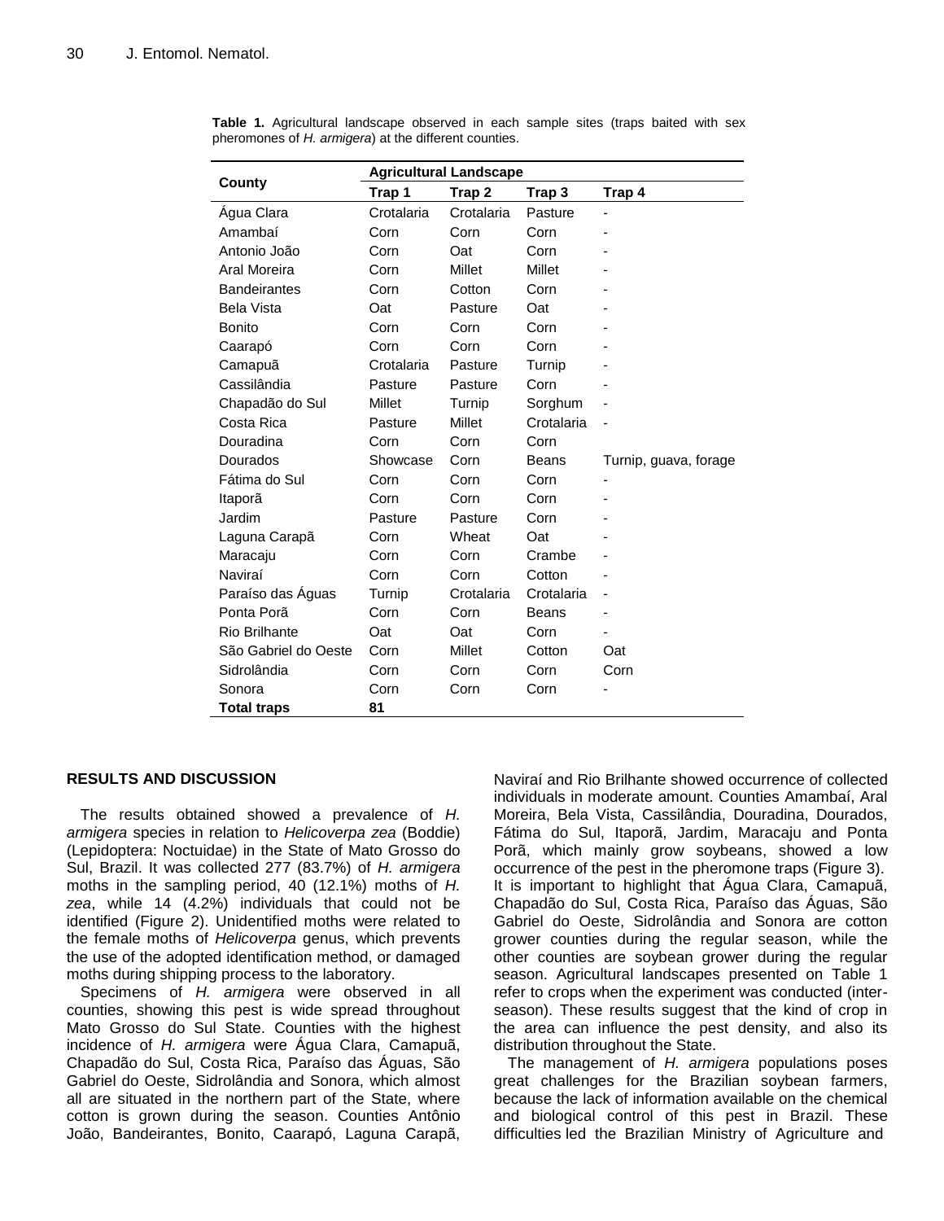**Table 1.** Agricultural landscape observed in each sample sites (traps baited with sex pheromones of *H. armigera*) at the different counties.

| County | Agricultural Landscape | | | |
|---|---|---|---|---|
| | Trap 1 | Trap 2 | Trap 3 | Trap 4 |
| Água Clara | Crotalaria | Crotalaria | Pasture | - |
| Amambaí | Corn | Corn | Corn | - |
| Antonio João | Corn | Oat | Corn | - |
| Aral Moreira | Corn | Millet | Millet | - |
| Bandeirantes | Corn | Cotton | Corn | - |
| Bela Vista | Oat | Pasture | Oat | - |
| Bonito | Corn | Corn | Corn | - |
| Caarapó | Corn | Corn | Corn | - |
| Camapuã | Crotalaria | Pasture | Turnip | - |
| Cassilândia | Pasture | Pasture | Corn | - |
| Chapadão do Sul | Millet | Turnip | Sorghum | - |
| Costa Rica | Pasture | Millet | Crotalaria | - |
| Douradina | Corn | Corn | Corn | |
| Dourados | Showcase | Corn | Beans | Turnip, guava, forage |
| Fátima do Sul | Corn | Corn | Corn | - |
| Itaporã | Corn | Corn | Corn | - |
| Jardim | Pasture | Pasture | Corn | - |
| Laguna Carapã | Corn | Wheat | Oat | - |
| Maracaju | Corn | Corn | Crambe | - |
| Naviraí | Corn | Corn | Cotton | - |
| Paraíso das Águas | Turnip | Crotalaria | Crotalaria | - |
| Ponta Porã | Corn | Corn | Beans | - |
| Rio Brilhante | Oat | Oat | Corn | - |
| São Gabriel do Oeste | Corn | Millet | Cotton | Oat |
| Sidrolândia | Corn | Corn | Corn | Corn |
| Sonora | Corn | Corn | Corn | - |
| **Total traps** | **81** | | | |

## RESULTS AND DISCUSSION

The results obtained showed a prevalence of *H. armigera* species in relation to *Helicoverpa zea* (Boddie) (Lepidoptera: Noctuidae) in the State of Mato Grosso do Sul, Brazil. It was collected 277 (83.7%) of *H. armigera* moths in the sampling period, 40 (12.1%) moths of *H. zea*, while 14 (4.2%) individuals that could not be identified (Figure 2). Unidentified moths were related to the female moths of *Helicoverpa* genus, which prevents the use of the adopted identification method, or damaged moths during shipping process to the laboratory.

Specimens of *H. armigera* were observed in all counties, showing this pest is wide spread throughout Mato Grosso do Sul State. Counties with the highest incidence of *H. armigera* were Água Clara, Camapuã, Chapadão do Sul, Costa Rica, Paraíso das Águas, São Gabriel do Oeste, Sidrolândia and Sonora, which almost all are situated in the northern part of the State, where cotton is grown during the season. Counties Antônio João, Bandeirantes, Bonito, Caarapó, Laguna Carapã, Naviraí and Rio Brilhante showed occurrence of collected individuals in moderate amount. Counties Amambaí, Aral Moreira, Bela Vista, Cassilândia, Douradina, Dourados, Fátima do Sul, Itaporã, Jardim, Maracaju and Ponta Porã, which mainly grow soybeans, showed a low occurrence of the pest in the pheromone traps (Figure 3). It is important to highlight that Água Clara, Camapuã, Chapadão do Sul, Costa Rica, Paraíso das Águas, São Gabriel do Oeste, Sidrolândia and Sonora are cotton grower counties during the regular season, while the other counties are soybean grower during the regular season. Agricultural landscapes presented on Table 1 refer to crops when the experiment was conducted (inter-season). These results suggest that the kind of crop in the area can influence the pest density, and also its distribution throughout the State.

The management of *H. armigera* populations poses great challenges for the Brazilian soybean farmers, because the lack of information available on the chemical and biological control of this pest in Brazil. These difficulties led the Brazilian Ministry of Agriculture and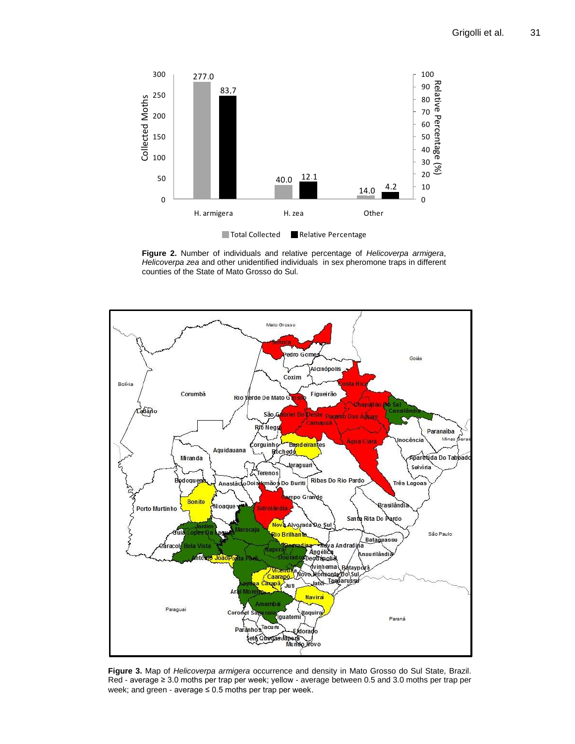**Figure 2.** Number of individuals and relative percentage of *Helicoverpa armigera*, *Helicoverpa zea* and other unidentified individuals in sex pheromone traps in different counties of the State of Mato Grosso do Sul.

**Figure 3.** Map of *Helicoverpa armigera* occurrence and density in Mato Grosso do Sul State, Brazil. Red - average ≥ 3.0 moths per trap per week; yellow - average between 0.5 and 3.0 moths per trap per week; and green - average ≤ 0.5 moths per trap per week.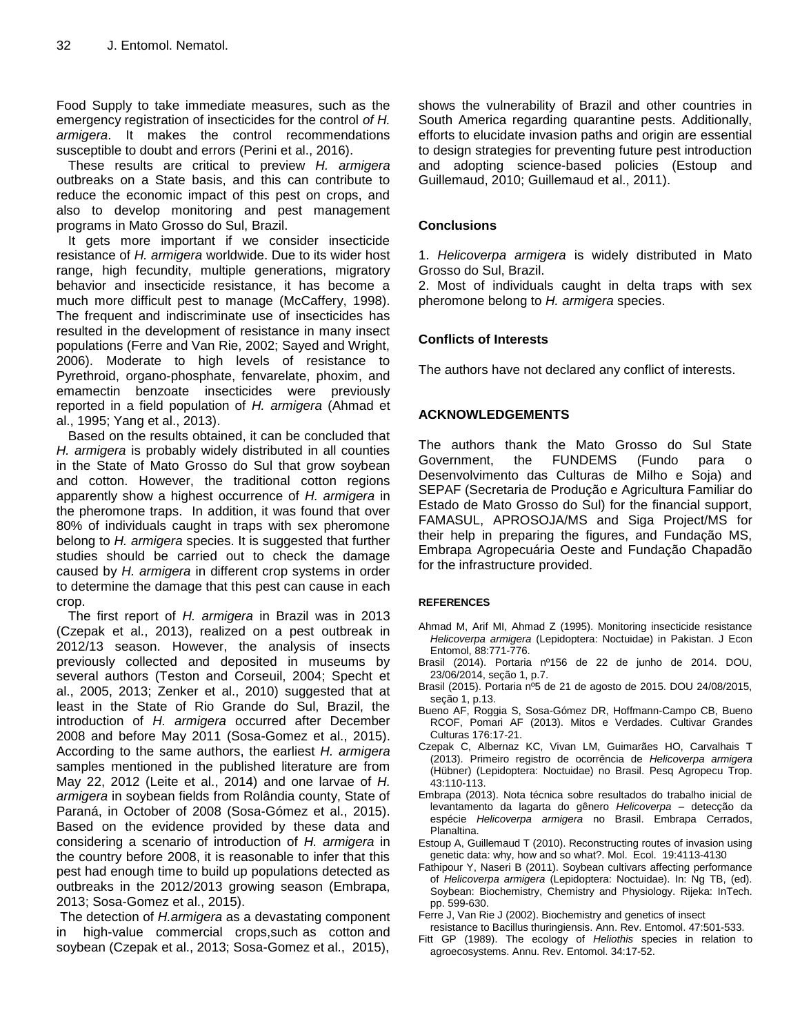Food Supply to take immediate measures, such as the emergency registration of insecticides for the control *of H. armigera*. It makes the control recommendations susceptible to doubt and errors (Perini et al., 2016).

These results are critical to preview *H. armigera* outbreaks on a State basis, and this can contribute to reduce the economic impact of this pest on crops, and also to develop monitoring and pest management programs in Mato Grosso do Sul, Brazil.

It gets more important if we consider insecticide resistance of *H. armigera* worldwide. Due to its wider host range, high fecundity, multiple generations, migratory behavior and insecticide resistance, it has become a much more difficult pest to manage (McCaffery, 1998). The frequent and indiscriminate use of insecticides has resulted in the development of resistance in many insect populations (Ferre and Van Rie, 2002; Sayed and Wright, 2006). Moderate to high levels of resistance to Pyrethroid, organo-phosphate, fenvarelate, phoxim, and emamectin benzoate insecticides were previously reported in a field population of *H. armigera* (Ahmad et al., 1995; Yang et al., 2013).

Based on the results obtained, it can be concluded that *H. armigera* is probably widely distributed in all counties in the State of Mato Grosso do Sul that grow soybean and cotton. However, the traditional cotton regions apparently show a highest occurrence of *H. armigera* in the pheromone traps. In addition, it was found that over 80% of individuals caught in traps with sex pheromone belong to *H. armigera* species. It is suggested that further studies should be carried out to check the damage caused by *H. armigera* in different crop systems in order to determine the damage that this pest can cause in each crop.

The first report of *H. armigera* in Brazil was in 2013 (Czepak et al., 2013), realized on a pest outbreak in 2012/13 season. However, the analysis of insects previously collected and deposited in museums by several authors (Teston and Corseuil, 2004; Specht et al., 2005, 2013; Zenker et al., 2010) suggested that at least in the State of Rio Grande do Sul, Brazil, the introduction of *H. armigera* occurred after December 2008 and before May 2011 (Sosa-Gomez et al., 2015). According to the same authors, the earliest *H. armigera* samples mentioned in the published literature are from May 22, 2012 (Leite et al., 2014) and one larvae of *H. armigera* in soybean fields from Rolândia county, State of Paraná, in October of 2008 (Sosa-Gómez et al., 2015). Based on the evidence provided by these data and considering a scenario of introduction of *H. armigera* in the country before 2008, it is reasonable to infer that this pest had enough time to build up populations detected as outbreaks in the 2012/2013 growing season (Embrapa, 2013; Sosa-Gomez et al., 2015).

The detection of *H.armigera* as a devastating component in high-value commercial crops,such as cotton and soybean (Czepak et al., 2013; Sosa-Gomez et al., 2015), shows the vulnerability of Brazil and other countries in South America regarding quarantine pests. Additionally, efforts to elucidate invasion paths and origin are essential to design strategies for preventing future pest introduction and adopting science-based policies (Estoup and Guillemaud, 2010; Guillemaud et al., 2011).

## Conclusions

1. *Helicoverpa armigera* is widely distributed in Mato Grosso do Sul, Brazil.
2. Most of individuals caught in delta traps with sex pheromone belong to *H. armigera* species.

## Conflicts of Interests

The authors have not declared any conflict of interests.

## ACKNOWLEDGEMENTS

The authors thank the Mato Grosso do Sul State Government, the FUNDEMS (Fundo para o Desenvolvimento das Culturas de Milho e Soja) and SEPAF (Secretaria de Produção e Agricultura Familiar do Estado de Mato Grosso do Sul) for the financial support, FAMASUL, APROSOJA/MS and Siga Project/MS for their help in preparing the figures, and Fundação MS, Embrapa Agropecuária Oeste and Fundação Chapadão for the infrastructure provided.

## REFERENCES

Ahmad M, Arif MI, Ahmad Z (1995). Monitoring insecticide resistance *Helicoverpa armigera* (Lepidoptera: Noctuidae) in Pakistan. J Econ Entomol, 88:771-776.

Brasil (2014). Portaria nº156 de 22 de junho de 2014. DOU, 23/06/2014, seção 1, p.7.

Brasil (2015). Portaria nº5 de 21 de agosto de 2015. DOU 24/08/2015, seção 1, p.13.

Bueno AF, Roggia S, Sosa-Gómez DR, Hoffmann-Campo CB, Bueno RCOF, Pomari AF (2013). Mitos e Verdades. Cultivar Grandes Culturas 176:17-21.

Czepak C, Albernaz KC, Vivan LM, Guimarães HO, Carvalhais T (2013). Primeiro registro de ocorrência de *Helicoverpa armigera* (Hübner) (Lepidoptera: Noctuidae) no Brasil. Pesq Agropecu Trop. 43:110-113.

Embrapa (2013). Nota técnica sobre resultados do trabalho inicial de levantamento da lagarta do gênero *Helicoverpa* – detecção da espécie *Helicoverpa armigera* no Brasil. Embrapa Cerrados, Planaltina.

Estoup A, Guillemaud T (2010). Reconstructing routes of invasion using genetic data: why, how and so what?. Mol. Ecol. 19:4113-4130

Fathipour Y, Naseri B (2011). Soybean cultivars affecting performance of *Helicoverpa armigera* (Lepidoptera: Noctuidae). In: Ng TB, (ed). Soybean: Biochemistry, Chemistry and Physiology. Rijeka: InTech. pp. 599-630.

Ferre J, Van Rie J (2002). Biochemistry and genetics of insect resistance to Bacillus thuringiensis. Ann. Rev. Entomol. 47:501-533.

Fitt GP (1989). The ecology of *Heliothis* species in relation to agroecosystems. Annu. Rev. Entomol. 34:17-52.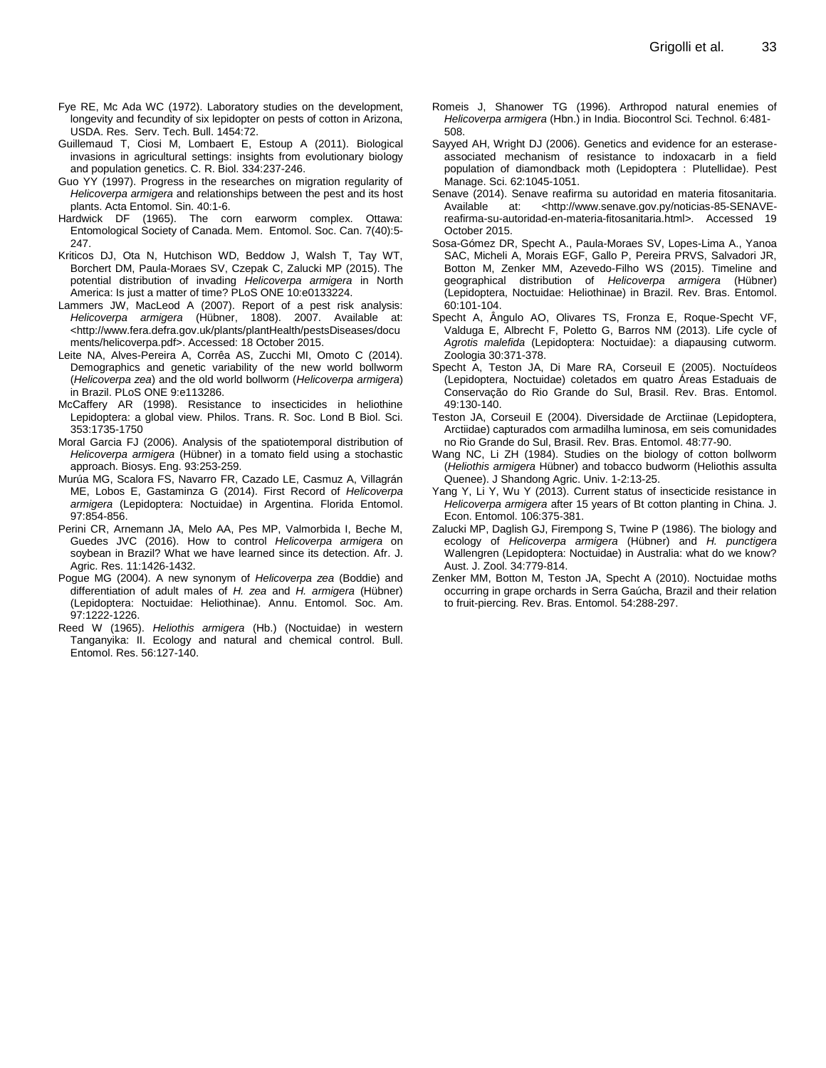Fye RE, Mc Ada WC (1972). Laboratory studies on the development, longevity and fecundity of six lepidopter on pests of cotton in Arizona, USDA. Res. Serv. Tech. Bull. 1454:72.

Guillemaud T, Ciosi M, Lombaert E, Estoup A (2011). Biological invasions in agricultural settings: insights from evolutionary biology and population genetics. C. R. Biol. 334:237-246.

Guo YY (1997). Progress in the researches on migration regularity of *Helicoverpa armigera* and relationships between the pest and its host plants. Acta Entomol. Sin. 40:1-6.

Hardwick DF (1965). The corn earworm complex. Ottawa: Entomological Society of Canada. Mem. Entomol. Soc. Can. 7(40):5-247.

Kriticos DJ, Ota N, Hutchison WD, Beddow J, Walsh T, Tay WT, Borchert DM, Paula-Moraes SV, Czepak C, Zalucki MP (2015). The potential distribution of invading *Helicoverpa armigera* in North America: Is just a matter of time? PLoS ONE 10:e0133224.

Lammers JW, MacLeod A (2007). Report of a pest risk analysis: *Helicoverpa armigera* (Hübner, 1808). 2007. Available at: <http://www.fera.defra.gov.uk/plants/plantHealth/pestsDiseases/documents/helicoverpa.pdf>. Accessed: 18 October 2015.

Leite NA, Alves-Pereira A, Corrêa AS, Zucchi MI, Omoto C (2014). Demographics and genetic variability of the new world bollworm (*Helicoverpa zea*) and the old world bollworm (*Helicoverpa armigera*) in Brazil. PLoS ONE 9:e113286.

McCaffery AR (1998). Resistance to insecticides in heliothine Lepidoptera: a global view. Philos. Trans. R. Soc. Lond B Biol. Sci. 353:1735-1750

Moral Garcia FJ (2006). Analysis of the spatiotemporal distribution of *Helicoverpa armigera* (Hübner) in a tomato field using a stochastic approach. Biosys. Eng. 93:253-259.

Murúa MG, Scalora FS, Navarro FR, Cazado LE, Casmuz A, Villagrán ME, Lobos E, Gastaminza G (2014). First Record of *Helicoverpa armigera* (Lepidoptera: Noctuidae) in Argentina. Florida Entomol. 97:854-856.

Perini CR, Arnemann JA, Melo AA, Pes MP, Valmorbida I, Beche M, Guedes JVC (2016). How to control *Helicoverpa armigera* on soybean in Brazil? What we have learned since its detection. Afr. J. Agric. Res. 11:1426-1432.

Pogue MG (2004). A new synonym of *Helicoverpa zea* (Boddie) and differentiation of adult males of *H. zea* and *H. armigera* (Hübner) (Lepidoptera: Noctuidae: Heliothinae). Annu. Entomol. Soc. Am. 97:1222-1226.

Reed W (1965). *Heliothis armigera* (Hb.) (Noctuidae) in western Tanganyika: II. Ecology and natural and chemical control. Bull. Entomol. Res. 56:127-140.

Romeis J, Shanower TG (1996). Arthropod natural enemies of *Helicoverpa armigera* (Hbn.) in India. Biocontrol Sci. Technol. 6:481-508.

Sayyed AH, Wright DJ (2006). Genetics and evidence for an esterase-associated mechanism of resistance to indoxacarb in a field population of diamondback moth (Lepidoptera : Plutellidae). Pest Manage. Sci. 62:1045-1051.

Senave (2014). Senave reafirma su autoridad en materia fitosanitaria. Available at: <http://www.senave.gov.py/noticias-85-SENAVE-reafirma-su-autoridad-en-materia-fitosanitaria.html>. Accessed 19 October 2015.

Sosa-Gómez DR, Specht A., Paula-Moraes SV, Lopes-Lima A., Yanoa SAC, Micheli A, Morais EGF, Gallo P, Pereira PRVS, Salvadori JR, Botton M, Zenker MM, Azevedo-Filho WS (2015). Timeline and geographical distribution of *Helicoverpa armigera* (Hübner) (Lepidoptera, Noctuidae: Heliothinae) in Brazil. Rev. Bras. Entomol. 60:101-104.

Specht A, Ângulo AO, Olivares TS, Fronza E, Roque-Specht VF, Valduga E, Albrecht F, Poletto G, Barros NM (2013). Life cycle of *Agrotis malefida* (Lepidoptera: Noctuidae): a diapausing cutworm. Zoologia 30:371-378.

Specht A, Teston JA, Di Mare RA, Corseuil E (2005). Noctuídeos (Lepidoptera, Noctuidae) coletados em quatro Áreas Estaduais de Conservação do Rio Grande do Sul, Brasil. Rev. Bras. Entomol. 49:130-140.

Teston JA, Corseuil E (2004). Diversidade de Arctiinae (Lepidoptera, Arctiidae) capturados com armadilha luminosa, em seis comunidades no Rio Grande do Sul, Brasil. Rev. Bras. Entomol. 48:77-90.

Wang NC, Li ZH (1984). Studies on the biology of cotton bollworm (*Heliothis armigera* Hübner) and tobacco budworm (Heliothis assulta Quenee). J Shandong Agric. Univ. 1-2:13-25.

Yang Y, Li Y, Wu Y (2013). Current status of insecticide resistance in *Helicoverpa armigera* after 15 years of Bt cotton planting in China. J. Econ. Entomol. 106:375-381.

Zalucki MP, Daglish GJ, Firempong S, Twine P (1986). The biology and ecology of *Helicoverpa armigera* (Hübner) and *H. punctigera* Wallengren (Lepidoptera: Noctuidae) in Australia: what do we know? Aust. J. Zool. 34:779-814.

Zenker MM, Botton M, Teston JA, Specht A (2010). Noctuidae moths occurring in grape orchards in Serra Gaúcha, Brazil and their relation to fruit-piercing. Rev. Bras. Entomol. 54:288-297.